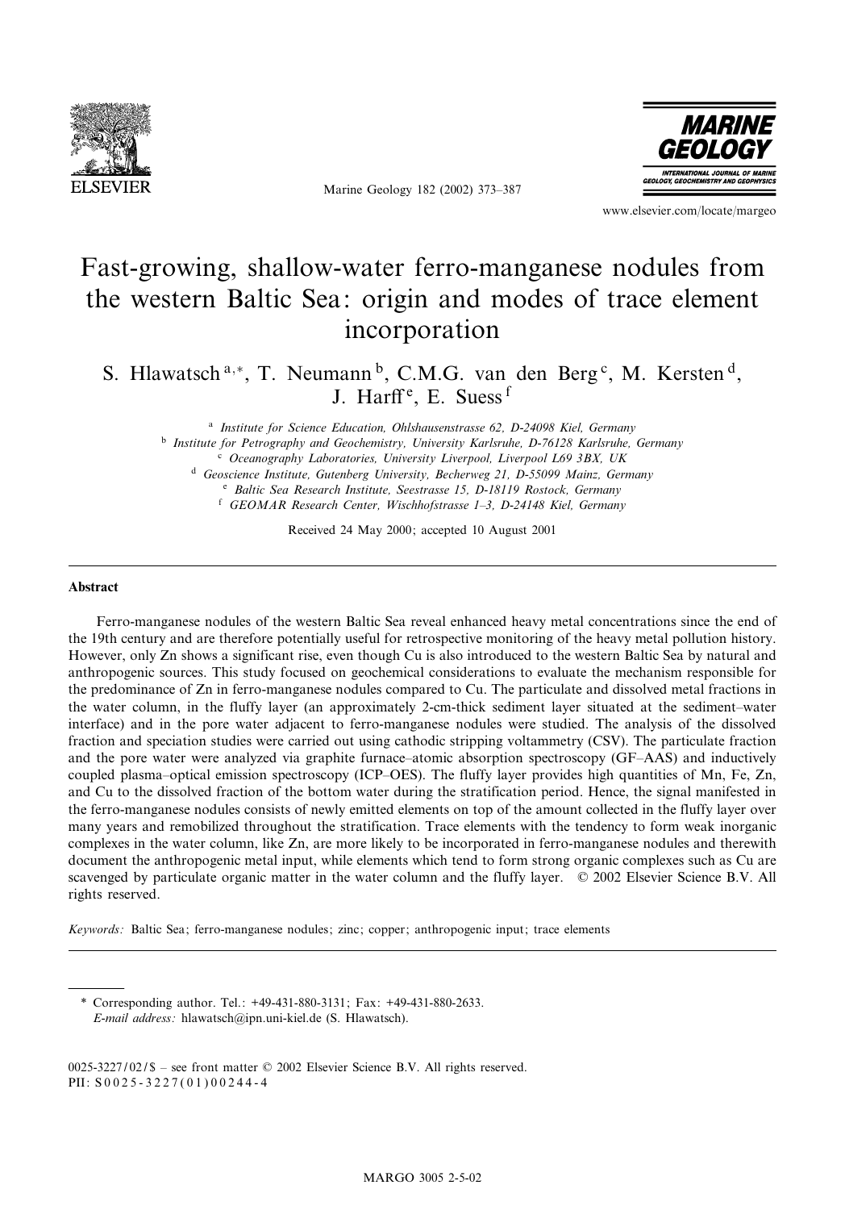# Fast-growing, shallow-water ferro-manganese nodules from the western Baltic Sea: origin and modes of trace element incorporation

S. Hlawatsch [a,*], T. Neumann [b], C.M.G. van den Berg [c], M. Kersten [d], J. Harff [e], E. Suess [f]

[a] *Institute for Science Education, Ohlshausenstrasse 62, D-24098 Kiel, Germany*
[b] *Institute for Petrography and Geochemistry, University Karlsruhe, D-76128 Karlsruhe, Germany*
[c] *Oceanography Laboratories, University Liverpool, Liverpool L69 3BX, UK*
[d] *Geoscience Institute, Gutenberg University, Becherweg 21, D-55099 Mainz, Germany*
[e] *Baltic Sea Research Institute, Seestrasse 15, D-18119 Rostock, Germany*
[f] *GEOMAR Research Center, Wischhofstrasse 1–3, D-24148 Kiel, Germany*

Received 24 May 2000; accepted 10 August 2001

## Abstract

Ferro-manganese nodules of the western Baltic Sea reveal enhanced heavy metal concentrations since the end of the 19th century and are therefore potentially useful for retrospective monitoring of the heavy metal pollution history. However, only Zn shows a significant rise, even though Cu is also introduced to the western Baltic Sea by natural and anthropogenic sources. This study focused on geochemical considerations to evaluate the mechanism responsible for the predominance of Zn in ferro-manganese nodules compared to Cu. The particulate and dissolved metal fractions in the water column, in the fluffy layer (an approximately 2-cm-thick sediment layer situated at the sediment–water interface) and in the pore water adjacent to ferro-manganese nodules were studied. The analysis of the dissolved fraction and speciation studies were carried out using cathodic stripping voltammetry (CSV). The particulate fraction and the pore water were analyzed via graphite furnace–atomic absorption spectroscopy (GF–AAS) and inductively coupled plasma–optical emission spectroscopy (ICP–OES). The fluffy layer provides high quantities of Mn, Fe, Zn, and Cu to the dissolved fraction of the bottom water during the stratification period. Hence, the signal manifested in the ferro-manganese nodules consists of newly emitted elements on top of the amount collected in the fluffy layer over many years and remobilized throughout the stratification. Trace elements with the tendency to form weak inorganic complexes in the water column, like Zn, are more likely to be incorporated in ferro-manganese nodules and therewith document the anthropogenic metal input, while elements which tend to form strong organic complexes such as Cu are scavenged by particulate organic matter in the water column and the fluffy layer. © 2002 Elsevier Science B.V. All rights reserved.

*Keywords:* Baltic Sea; ferro-manganese nodules; zinc; copper; anthropogenic input; trace elements

---

\* Corresponding author. Tel.: +49-431-880-3131; Fax: +49-431-880-2633.
*E-mail address:* hlawatsch@ipn.uni-kiel.de (S. Hlawatsch).

0025-3227/02/$ – see front matter © 2002 Elsevier Science B.V. All rights reserved.
PII: S0025-3227(01)00244-4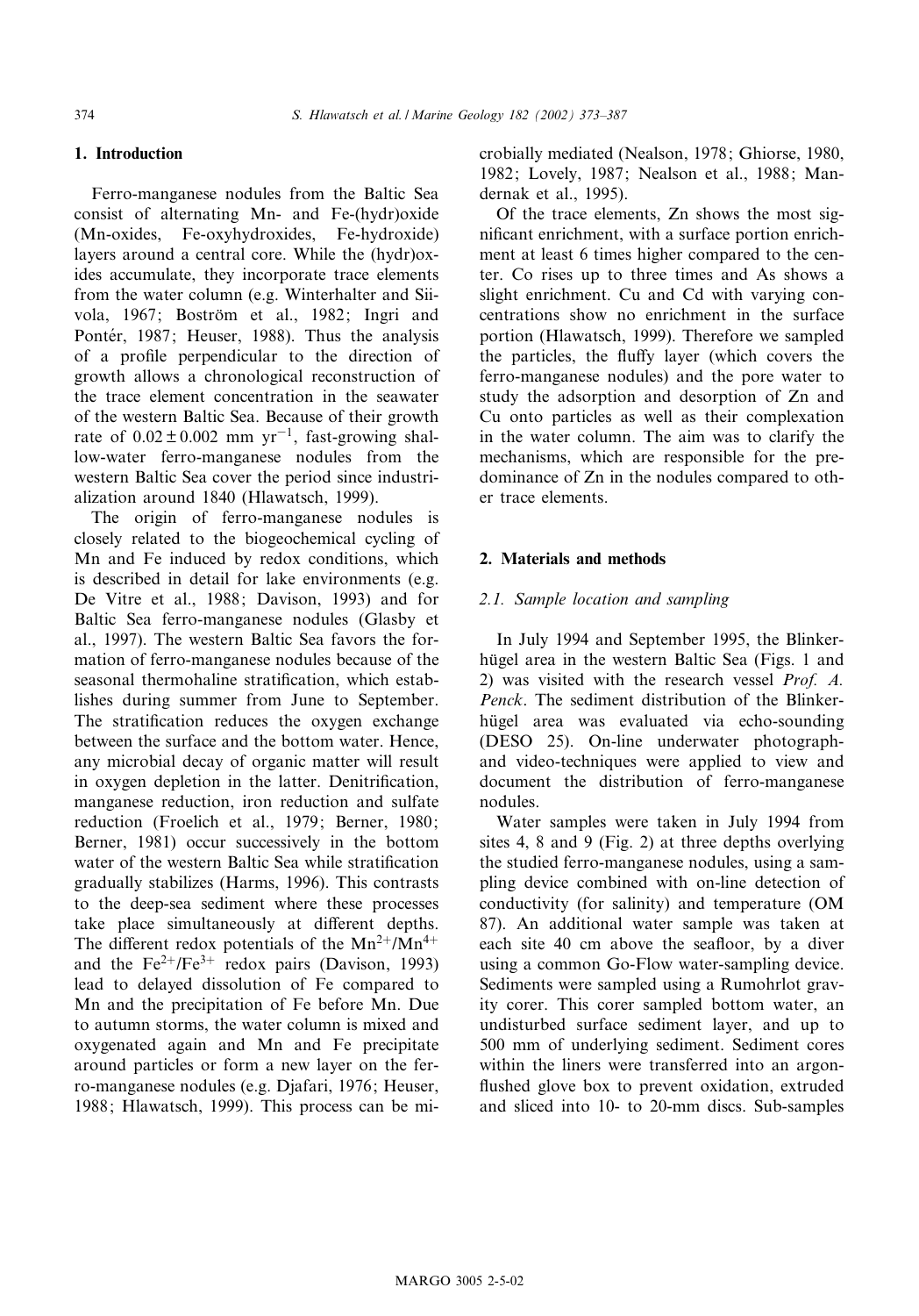## 1. Introduction

Ferro-manganese nodules from the Baltic Sea consist of alternating Mn- and Fe-(hydr)oxide (Mn-oxides, Fe-oxyhydroxides, Fe-hydroxide) layers around a central core. While the (hydr)oxides accumulate, they incorporate trace elements from the water column (e.g. Winterhalter and Siivola, 1967; Boström et al., 1982; Ingri and Pontér, 1987; Heuser, 1988). Thus the analysis of a profile perpendicular to the direction of growth allows a chronological reconstruction of the trace element concentration in the seawater of the western Baltic Sea. Because of their growth rate of $0.02 \pm 0.002$ mm $yr^{-1}$, fast-growing shallow-water ferro-manganese nodules from the western Baltic Sea cover the period since industrialization around 1840 (Hlawatsch, 1999).

The origin of ferro-manganese nodules is closely related to the biogeochemical cycling of Mn and Fe induced by redox conditions, which is described in detail for lake environments (e.g. De Vitre et al., 1988; Davison, 1993) and for Baltic Sea ferro-manganese nodules (Glasby et al., 1997). The western Baltic Sea favors the formation of ferro-manganese nodules because of the seasonal thermohaline stratification, which establishes during summer from June to September. The stratification reduces the oxygen exchange between the surface and the bottom water. Hence, any microbial decay of organic matter will result in oxygen depletion in the latter. Denitrification, manganese reduction, iron reduction and sulfate reduction (Froelich et al., 1979; Berner, 1980; Berner, 1981) occur successively in the bottom water of the western Baltic Sea while stratification gradually stabilizes (Harms, 1996). This contrasts to the deep-sea sediment where these processes take place simultaneously at different depths. The different redox potentials of the $Mn^{2+}/Mn^{4+}$ and the $Fe^{2+}/Fe^{3+}$ redox pairs (Davison, 1993) lead to delayed dissolution of Fe compared to Mn and the precipitation of Fe before Mn. Due to autumn storms, the water column is mixed and oxygenated again and Mn and Fe precipitate around particles or form a new layer on the ferro-manganese nodules (e.g. Djafari, 1976; Heuser, 1988; Hlawatsch, 1999). This process can be microbially mediated (Nealson, 1978; Ghiorse, 1980, 1982; Lovely, 1987; Nealson et al., 1988; Mandernak et al., 1995).

Of the trace elements, Zn shows the most significant enrichment, with a surface portion enrichment at least 6 times higher compared to the center. Co rises up to three times and As shows a slight enrichment. Cu and Cd with varying concentrations show no enrichment in the surface portion (Hlawatsch, 1999). Therefore we sampled the particles, the fluffy layer (which covers the ferro-manganese nodules) and the pore water to study the adsorption and desorption of Zn and Cu onto particles as well as their complexation in the water column. The aim was to clarify the mechanisms, which are responsible for the predominance of Zn in the nodules compared to other trace elements.

## 2. Materials and methods

### 2.1. Sample location and sampling

In July 1994 and September 1995, the Blinkerhügel area in the western Baltic Sea (Figs. 1 and 2) was visited with the research vessel *Prof. A. Penck*. The sediment distribution of the Blinkerhügel area was evaluated via echo-sounding (DESO 25). On-line underwater photograph- and video-techniques were applied to view and document the distribution of ferro-manganese nodules.

Water samples were taken in July 1994 from sites 4, 8 and 9 (Fig. 2) at three depths overlying the studied ferro-manganese nodules, using a sampling device combined with on-line detection of conductivity (for salinity) and temperature (OM 87). An additional water sample was taken at each site 40 cm above the seafloor, by a diver using a common Go-Flow water-sampling device. Sediments were sampled using a Rumohrlot gravity corer. This corer sampled bottom water, an undisturbed surface sediment layer, and up to 500 mm of underlying sediment. Sediment cores within the liners were transferred into an argon-flushed glove box to prevent oxidation, extruded and sliced into 10- to 20-mm discs. Sub-samples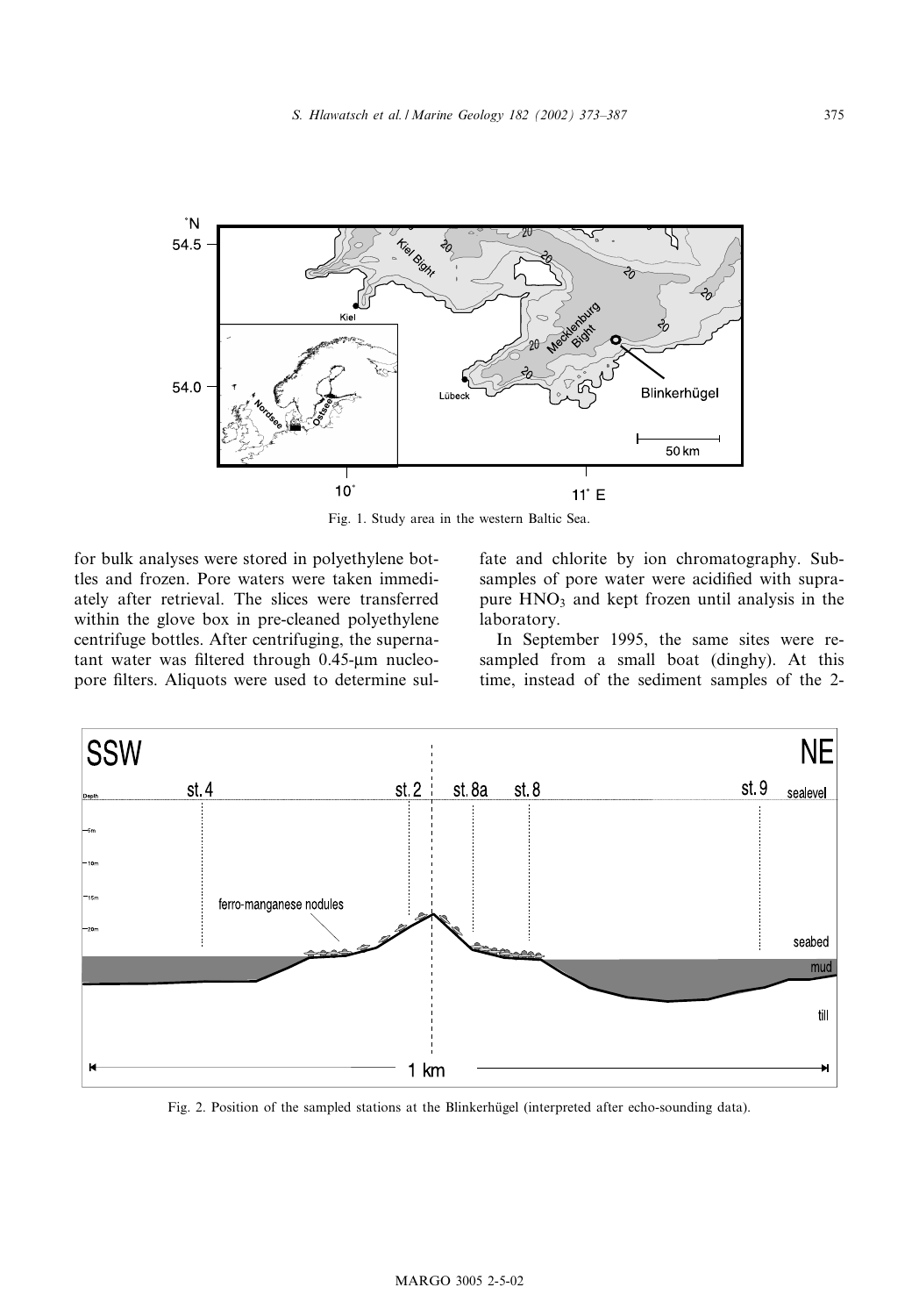Fig. 1. Study area in the western Baltic Sea.

for bulk analyses were stored in polyethylene bottles and frozen. Pore waters were taken immediately after retrieval. The slices were transferred within the glove box in pre-cleaned polyethylene centrifuge bottles. After centrifuging, the supernatant water was filtered through 0.45-μm nucleopore filters. Aliquots were used to determine sulfate and chlorite by ion chromatography. Subsamples of pore water were acidified with suprapure $HNO_3$ and kept frozen until analysis in the laboratory.

In September 1995, the same sites were resampled from a small boat (dinghy). At this time, instead of the sediment samples of the 2-

Fig. 2. Position of the sampled stations at the Blinkerhügel (interpreted after echo-sounding data).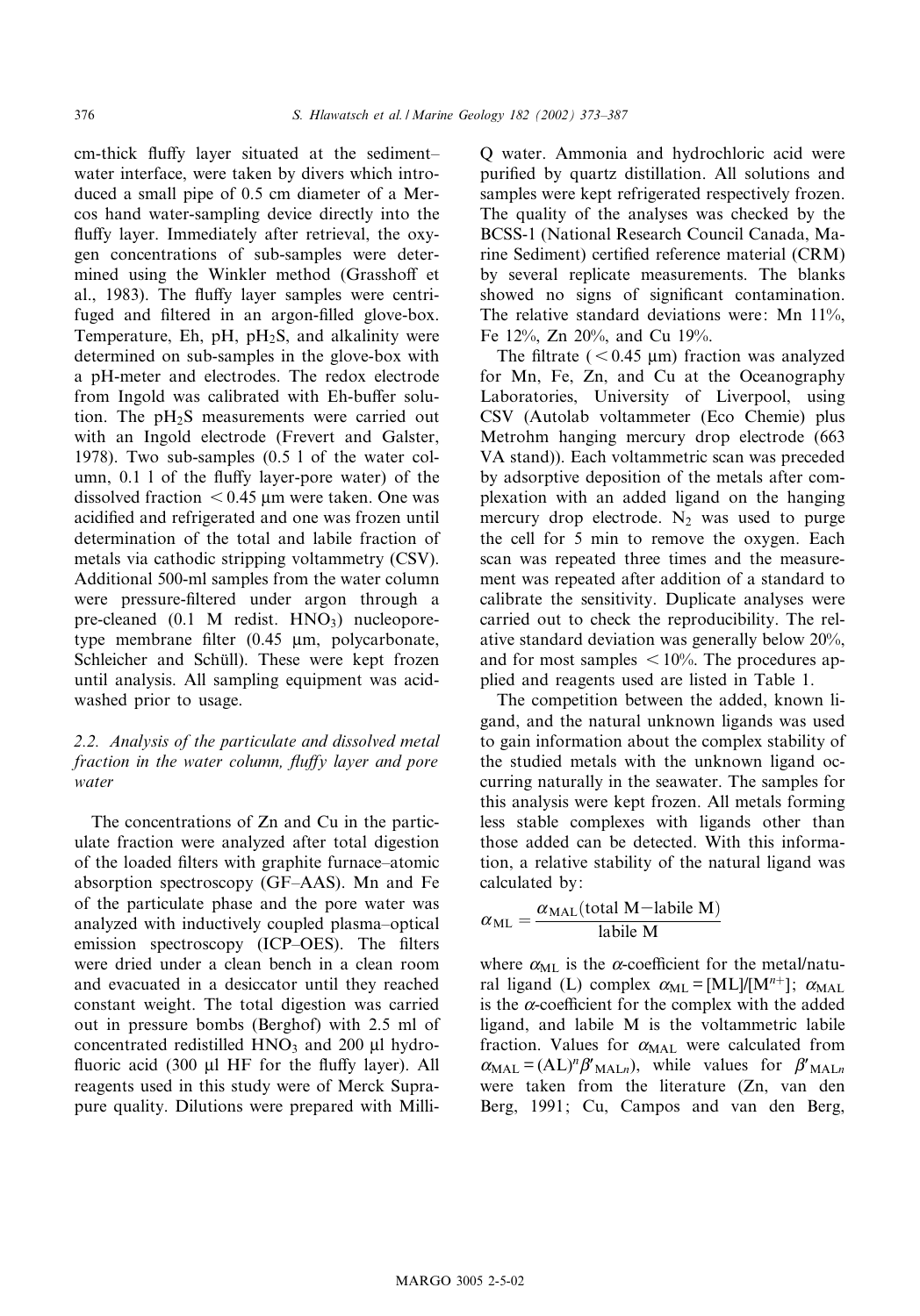cm-thick fluffy layer situated at the sediment–water interface, were taken by divers which introduced a small pipe of 0.5 cm diameter of a Mercos hand water-sampling device directly into the fluffy layer. Immediately after retrieval, the oxygen concentrations of sub-samples were determined using the Winkler method (Grasshoff et al., 1983). The fluffy layer samples were centrifuged and filtered in an argon-filled glove-box. Temperature, Eh, pH, $pH_2S$, and alkalinity were determined on sub-samples in the glove-box with a pH-meter and electrodes. The redox electrode from Ingold was calibrated with Eh-buffer solution. The $pH_2S$ measurements were carried out with an Ingold electrode (Frevert and Galster, 1978). Two sub-samples (0.5 l of the water column, 0.1 l of the fluffy layer-pore water) of the dissolved fraction $< 0.45$ µm were taken. One was acidified and refrigerated and one was frozen until determination of the total and labile fraction of metals via cathodic stripping voltammetry (CSV). Additional 500-ml samples from the water column were pressure-filtered under argon through a pre-cleaned (0.1 M redist. $HNO_3$) nucleopore-type membrane filter (0.45 µm, polycarbonate, Schleicher and Schüll). These were kept frozen until analysis. All sampling equipment was acid-washed prior to usage.

### 2.2. Analysis of the particulate and dissolved metal fraction in the water column, fluffy layer and pore water

The concentrations of Zn and Cu in the particulate fraction were analyzed after total digestion of the loaded filters with graphite furnace–atomic absorption spectroscopy (GF–AAS). Mn and Fe of the particulate phase and the pore water was analyzed with inductively coupled plasma–optical emission spectroscopy (ICP–OES). The filters were dried under a clean bench in a clean room and evacuated in a desiccator until they reached constant weight. The total digestion was carried out in pressure bombs (Berghof) with 2.5 ml of concentrated redistilled $HNO_3$ and 200 µl hydrofluoric acid (300 µl HF for the fluffy layer). All reagents used in this study were of Merck Suprapure quality. Dilutions were prepared with Milli-Q water. Ammonia and hydrochloric acid were purified by quartz distillation. All solutions and samples were kept refrigerated respectively frozen. The quality of the analyses was checked by the BCSS-1 (National Research Council Canada, Marine Sediment) certified reference material (CRM) by several replicate measurements. The blanks showed no signs of significant contamination. The relative standard deviations were: Mn 11%, Fe 12%, Zn 20%, and Cu 19%.

The filtrate ($< 0.45$ µm) fraction was analyzed for Mn, Fe, Zn, and Cu at the Oceanography Laboratories, University of Liverpool, using CSV (Autolab voltammeter (Eco Chemie) plus Metrohm hanging mercury drop electrode (663 VA stand)). Each voltammetric scan was preceded by adsorptive deposition of the metals after complexation with an added ligand on the hanging mercury drop electrode. $N_2$ was used to purge the cell for 5 min to remove the oxygen. Each scan was repeated three times and the measurement was repeated after addition of a standard to calibrate the sensitivity. Duplicate analyses were carried out to check the reproducibility. The relative standard deviation was generally below 20%, and for most samples $< 10\%$. The procedures applied and reagents used are listed in Table 1.

The competition between the added, known ligand, and the natural unknown ligands was used to gain information about the complex stability of the studied metals with the unknown ligand occurring naturally in the seawater. The samples for this analysis were kept frozen. All metals forming less stable complexes with ligands other than those added can be detected. With this information, a relative stability of the natural ligand was calculated by:

$$\alpha_{ML} = \frac{\alpha_{MAL}(\text{total M} - \text{labile M})}{\text{labile M}}$$

where $\alpha_{ML}$ is the α-coefficient for the metal/natural ligand (L) complex $\alpha_{ML} = [ML]/[M^{n+}]$; $\alpha_{MAL}$ is the α-coefficient for the complex with the added ligand, and labile M is the voltammetric labile fraction. Values for $\alpha_{MAL}$ were calculated from $\alpha_{MAL} = (AL)^n \beta'_{MALn}$), while values for $\beta'_{MALn}$ were taken from the literature (Zn, van den Berg, 1991; Cu, Campos and van den Berg,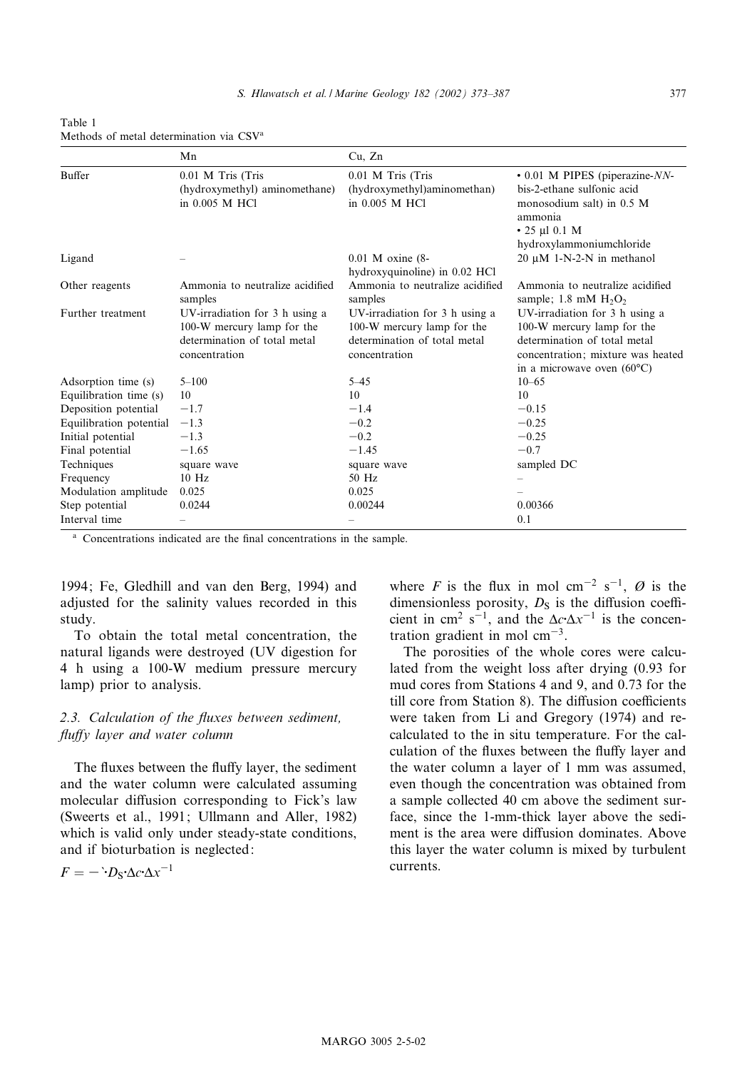Table 1
Methods of metal determination via CSV[a]

| | Mn | Cu, Zn | |
|---|---|---|---|
| Buffer | 0.01 M Tris (Tris (hydroxymethyl) aminomethane) in 0.005 M HCl | 0.01 M Tris (Tris (hydroxymethyl)aminomethan) in 0.005 M HCl | • 0.01 M PIPES (piperazine-*NN*-bis-2-ethane sulfonic acid monosodium salt) in 0.5 M ammonia • 25 µl 0.1 M hydroxylammoniumchloride |
| Ligand | – | 0.01 M oxine (8-hydroxyquinoline) in 0.02 HCl | 20 µM 1-N-2-N in methanol |
| Other reagents | Ammonia to neutralize acidified samples | Ammonia to neutralize acidified samples | Ammonia to neutralize acidified sample; 1.8 mM $H_2O_2$ |
| Further treatment | UV-irradiation for 3 h using a 100-W mercury lamp for the determination of total metal concentration | UV-irradiation for 3 h using a 100-W mercury lamp for the determination of total metal concentration | UV-irradiation for 3 h using a 100-W mercury lamp for the determination of total metal concentration; mixture was heated in a microwave oven (60°C) |
| Adsorption time (s) | 5–100 | 5–45 | 10–65 |
| Equilibration time (s) | 10 | 10 | 10 |
| Deposition potential | −1.7 | −1.4 | −0.15 |
| Equilibration potential | −1.3 | −0.2 | −0.25 |
| Initial potential | −1.3 | −0.2 | −0.25 |
| Final potential | −1.65 | −1.45 | −0.7 |
| Techniques | square wave | square wave | sampled DC |
| Frequency | 10 Hz | 50 Hz | – |
| Modulation amplitude | 0.025 | 0.025 | – |
| Step potential | 0.0244 | 0.00244 | 0.00366 |
| Interval time | – | – | 0.1 |

[a] Concentrations indicated are the final concentrations in the sample.

1994; Fe, Gledhill and van den Berg, 1994) and adjusted for the salinity values recorded in this study.

To obtain the total metal concentration, the natural ligands were destroyed (UV digestion for 4 h using a 100-W medium pressure mercury lamp) prior to analysis.

### 2.3. Calculation of the fluxes between sediment, fluffy layer and water column

The fluxes between the fluffy layer, the sediment and the water column were calculated assuming molecular diffusion corresponding to Fick's law (Sweerts et al., 1991; Ullmann and Aller, 1982) which is valid only under steady-state conditions, and if bioturbation is neglected:

$$F = -\O \cdot D_S \cdot \Delta c \cdot \Delta x^{-1}$$

where $F$ is the flux in mol cm$^{-2}$ s$^{-1}$, $\O$ is the dimensionless porosity, $D_S$ is the diffusion coefficient in cm$^2$ s$^{-1}$, and the $\Delta c \cdot \Delta x^{-1}$ is the concentration gradient in mol cm$^{-3}$.

The porosities of the whole cores were calculated from the weight loss after drying (0.93 for mud cores from Stations 4 and 9, and 0.73 for the till core from Station 8). The diffusion coefficients were taken from Li and Gregory (1974) and recalculated to the in situ temperature. For the calculation of the fluxes between the fluffy layer and the water column a layer of 1 mm was assumed, even though the concentration was obtained from a sample collected 40 cm above the sediment surface, since the 1-mm-thick layer above the sediment is the area were diffusion dominates. Above this layer the water column is mixed by turbulent currents.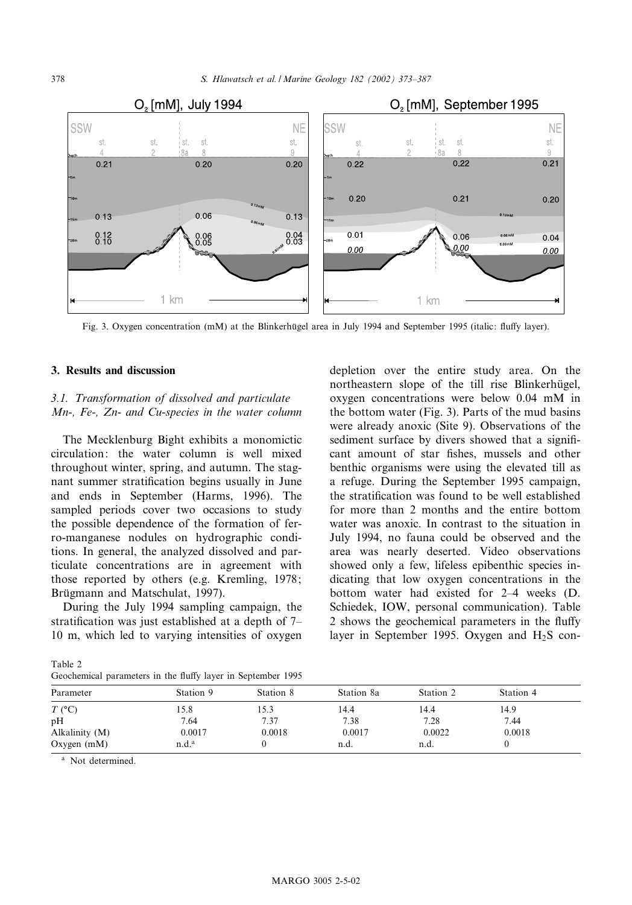Fig. 3. Oxygen concentration (mM) at the Blinkerhügel area in July 1994 and September 1995 (italic: fluffy layer).

## 3. Results and discussion

### 3.1. Transformation of dissolved and particulate Mn-, Fe-, Zn- and Cu-species in the water column

The Mecklenburg Bight exhibits a monomictic circulation: the water column is well mixed throughout winter, spring, and autumn. The stagnant summer stratification begins usually in June and ends in September (Harms, 1996). The sampled periods cover two occasions to study the possible dependence of the formation of ferro-manganese nodules on hydrographic conditions. In general, the analyzed dissolved and particulate concentrations are in agreement with those reported by others (e.g. Kremling, 1978; Brügmann and Matschulat, 1997).

During the July 1994 sampling campaign, the stratification was just established at a depth of 7–10 m, which led to varying intensities of oxygen depletion over the entire study area. On the northeastern slope of the till rise Blinkerhügel, oxygen concentrations were below 0.04 mM in the bottom water (Fig. 3). Parts of the mud basins were already anoxic (Site 9). Observations of the sediment surface by divers showed that a significant amount of star fishes, mussels and other benthic organisms were using the elevated till as a refuge. During the September 1995 campaign, the stratification was found to be well established for more than 2 months and the entire bottom water was anoxic. In contrast to the situation in July 1994, no fauna could be observed and the area was nearly deserted. Video observations showed only a few, lifeless epibenthic species indicating that low oxygen concentrations in the bottom water had existed for 2–4 weeks (D. Schiedek, IOW, personal communication). Table 2 shows the geochemical parameters in the fluffy layer in September 1995. Oxygen and $H_2S$ con-

Table 2
Geochemical parameters in the fluffy layer in September 1995

| Parameter | Station 9 | Station 8 | Station 8a | Station 2 | Station 4 |
|---|---|---|---|---|---|
| $T$ (°C) | 15.8 | 15.3 | 14.4 | 14.4 | 14.9 |
| pH | 7.64 | 7.37 | 7.38 | 7.28 | 7.44 |
| Alkalinity (M) | 0.0017 | 0.0018 | 0.0017 | 0.0022 | 0.0018 |
| Oxygen (mM) | n.d.[a] | 0 | n.d. | n.d. | 0 |

[a] Not determined.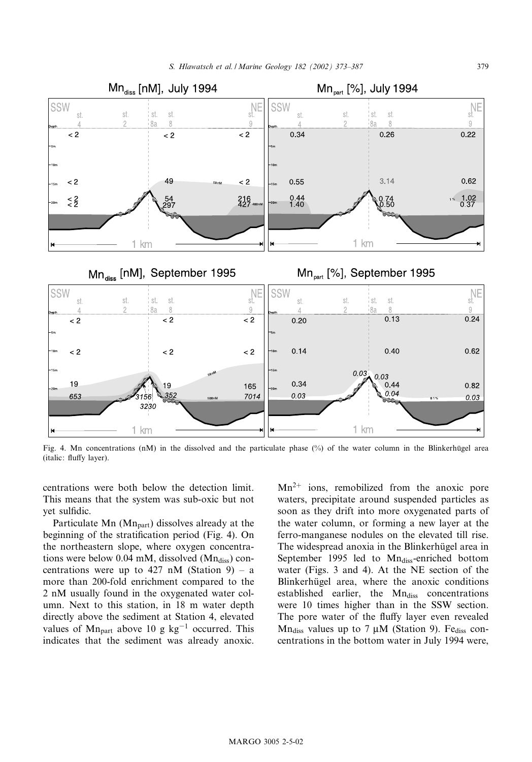Fig. 4. Mn concentrations (nM) in the dissolved and the particulate phase (%) of the water column in the Blinkerhügel area (italic: fluffy layer).

centrations were both below the detection limit. This means that the system was sub-oxic but not yet sulfidic.

Particulate Mn ($Mn_{part}$) dissolves already at the beginning of the stratification period (Fig. 4). On the northeastern slope, where oxygen concentrations were below 0.04 mM, dissolved ($Mn_{diss}$) concentrations were up to 427 nM (Station 9) – a more than 200-fold enrichment compared to the 2 nM usually found in the oxygenated water column. Next to this station, in 18 m water depth directly above the sediment at Station 4, elevated values of $Mn_{part}$ above 10 g $kg^{-1}$ occurred. This indicates that the sediment was already anoxic. $Mn^{2+}$ ions, remobilized from the anoxic pore waters, precipitate around suspended particles as soon as they drift into more oxygenated parts of the water column, or forming a new layer at the ferro-manganese nodules on the elevated till rise. The widespread anoxia in the Blinkerhügel area in September 1995 led to $Mn_{diss}$-enriched bottom water (Figs. 3 and 4). At the NE section of the Blinkerhügel area, where the anoxic conditions established earlier, the $Mn_{diss}$ concentrations were 10 times higher than in the SSW section. The pore water of the fluffy layer even revealed $Mn_{diss}$ values up to 7 μM (Station 9). $Fe_{diss}$ concentrations in the bottom water in July 1994 were,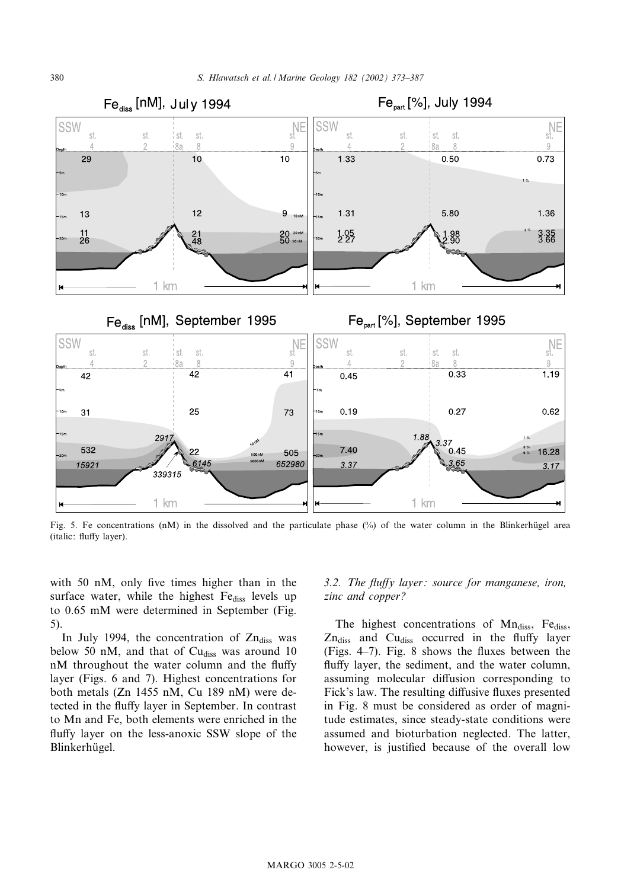Fig. 5. Fe concentrations (nM) in the dissolved and the particulate phase (%) of the water column in the Blinkerhügel area (italic: fluffy layer).

with 50 nM, only five times higher than in the surface water, while the highest $Fe_{diss}$ levels up to 0.65 mM were determined in September (Fig. 5).

In July 1994, the concentration of $Zn_{diss}$ was below 50 nM, and that of $Cu_{diss}$ was around 10 nM throughout the water column and the fluffy layer (Figs. 6 and 7). Highest concentrations for both metals (Zn 1455 nM, Cu 189 nM) were detected in the fluffy layer in September. In contrast to Mn and Fe, both elements were enriched in the fluffy layer on the less-anoxic SSW slope of the Blinkerhügel.

### *3.2. The fluffy layer: source for manganese, iron, zinc and copper?*

The highest concentrations of $Mn_{diss}$, $Fe_{diss}$, $Zn_{diss}$ and $Cu_{diss}$ occurred in the fluffy layer (Figs. 4–7). Fig. 8 shows the fluxes between the fluffy layer, the sediment, and the water column, assuming molecular diffusion corresponding to Fick's law. The resulting diffusive fluxes presented in Fig. 8 must be considered as order of magnitude estimates, since steady-state conditions were assumed and bioturbation neglected. The latter, however, is justified because of the overall low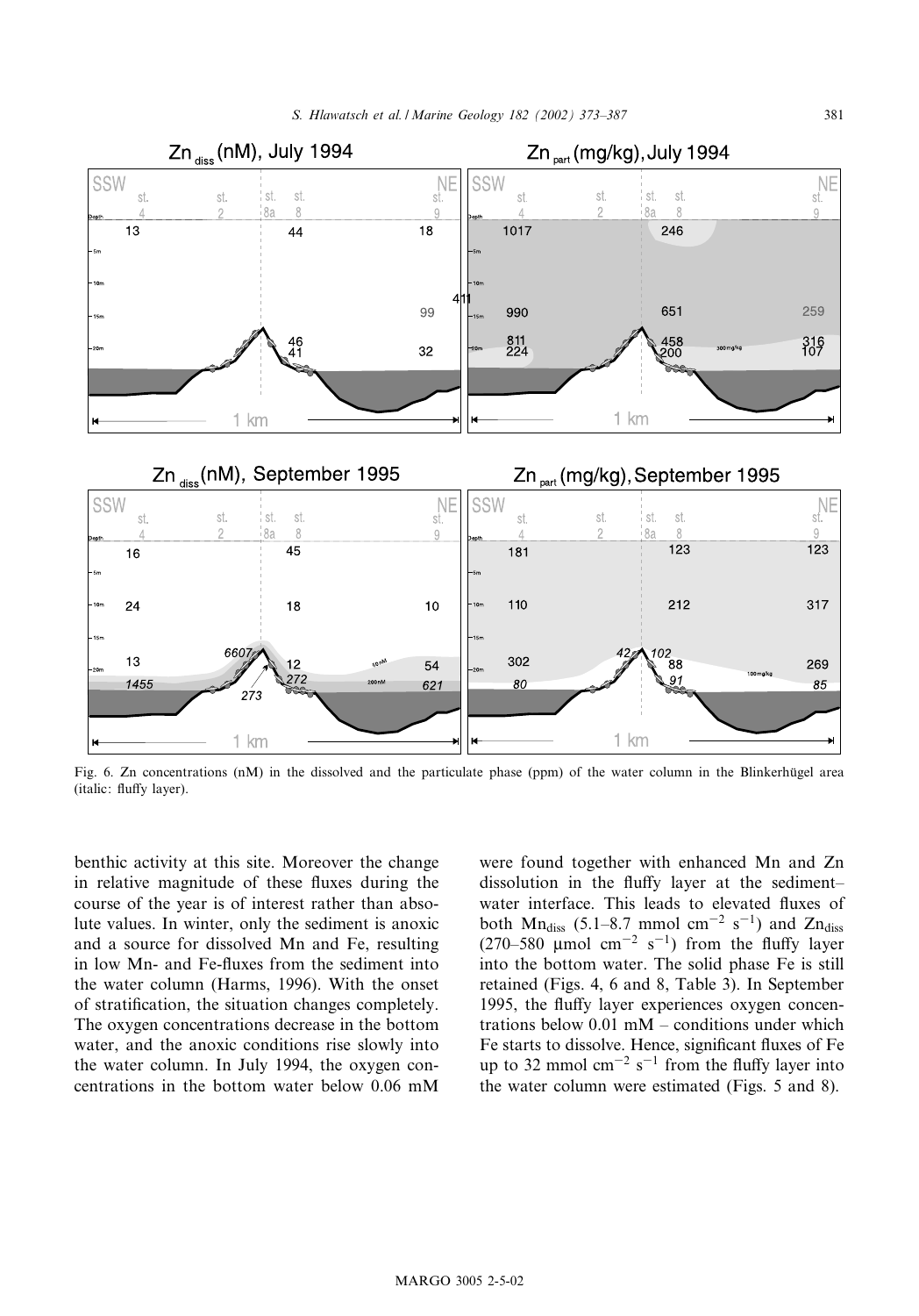Fig. 6. Zn concentrations (nM) in the dissolved and the particulate phase (ppm) of the water column in the Blinkerhügel area (italic: fluffy layer).

benthic activity at this site. Moreover the change in relative magnitude of these fluxes during the course of the year is of interest rather than absolute values. In winter, only the sediment is anoxic and a source for dissolved Mn and Fe, resulting in low Mn- and Fe-fluxes from the sediment into the water column (Harms, 1996). With the onset of stratification, the situation changes completely. The oxygen concentrations decrease in the bottom water, and the anoxic conditions rise slowly into the water column. In July 1994, the oxygen concentrations in the bottom water below 0.06 mM were found together with enhanced Mn and Zn dissolution in the fluffy layer at the sediment–water interface. This leads to elevated fluxes of both $Mn_{diss}$ (5.1–8.7 mmol $cm^{-2}$ $s^{-1}$) and $Zn_{diss}$ (270–580 μmol $cm^{-2}$ $s^{-1}$) from the fluffy layer into the bottom water. The solid phase Fe is still retained (Figs. 4, 6 and 8, Table 3). In September 1995, the fluffy layer experiences oxygen concentrations below 0.01 mM – conditions under which Fe starts to dissolve. Hence, significant fluxes of Fe up to 32 mmol $cm^{-2}$ $s^{-1}$ from the fluffy layer into the water column were estimated (Figs. 5 and 8).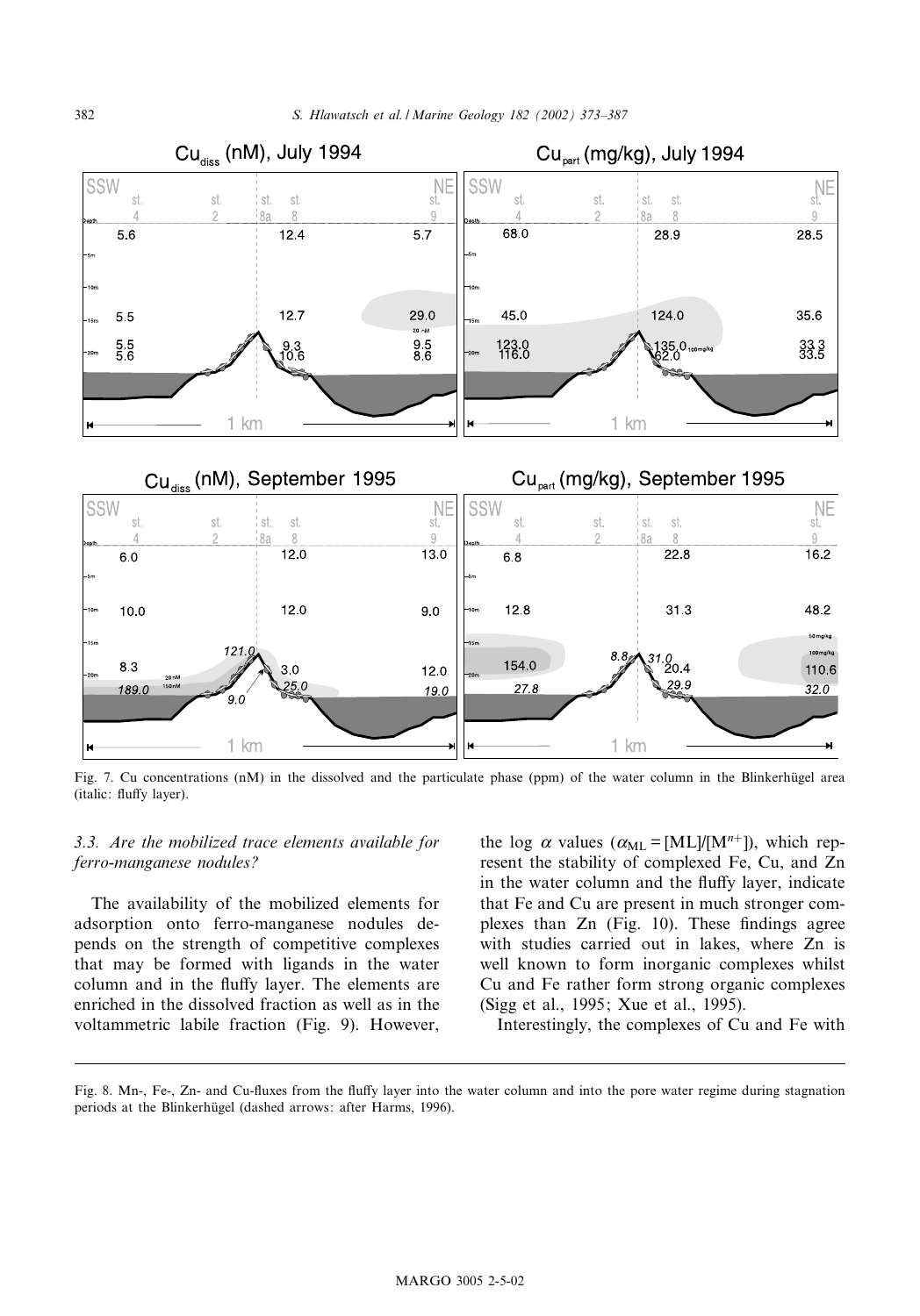Fig. 7. Cu concentrations (nM) in the dissolved and the particulate phase (ppm) of the water column in the Blinkerhügel area (italic: fluffy layer).

### 3.3. *Are the mobilized trace elements available for ferro-manganese nodules?*

The availability of the mobilized elements for adsorption onto ferro-manganese nodules depends on the strength of competitive complexes that may be formed with ligands in the water column and in the fluffy layer. The elements are enriched in the dissolved fraction as well as in the voltammetric labile fraction (Fig. 9). However, the log $\alpha$ values ($\alpha_{ML} = [ML]/[M^{n+}]$), which represent the stability of complexed Fe, Cu, and Zn in the water column and the fluffy layer, indicate that Fe and Cu are present in much stronger complexes than Zn (Fig. 10). These findings agree with studies carried out in lakes, where Zn is well known to form inorganic complexes whilst Cu and Fe rather form strong organic complexes (Sigg et al., 1995; Xue et al., 1995).

Interestingly, the complexes of Cu and Fe with

Fig. 8. Mn-, Fe-, Zn- and Cu-fluxes from the fluffy layer into the water column and into the pore water regime during stagnation periods at the Blinkerhügel (dashed arrows: after Harms, 1996).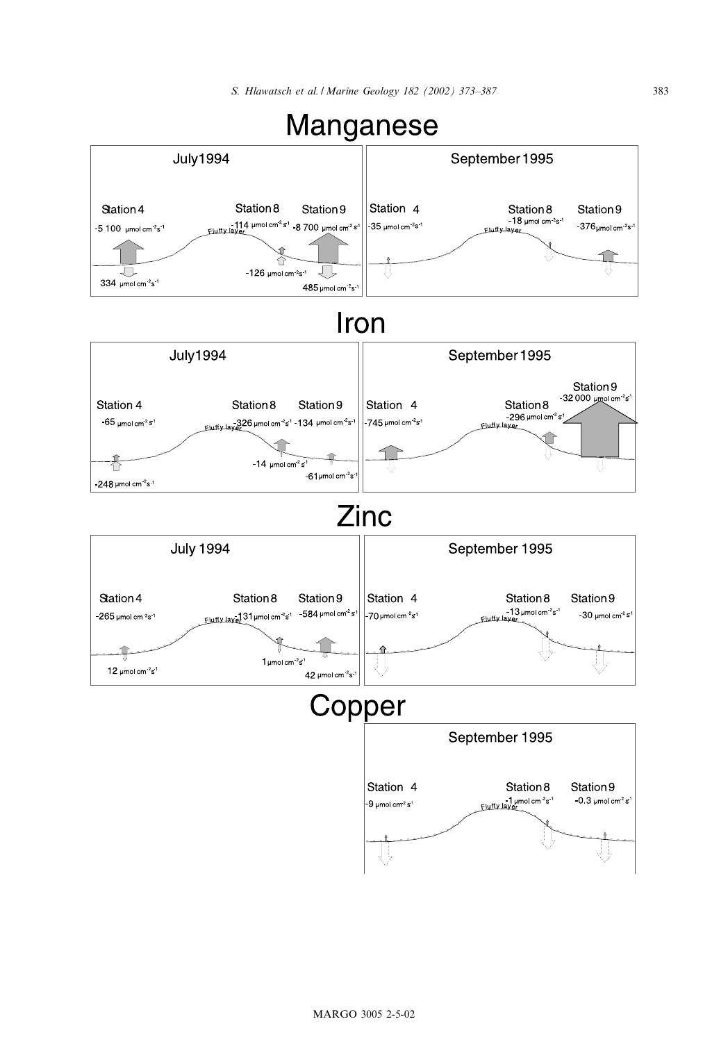# Manganese

**July 1994**

Station 4: -5 100 μmol cm⁻² s⁻¹; 334 μmol cm⁻² s⁻¹

Station 8 (Fluffy layer): -114 μmol cm⁻² s⁻¹; -126 μmol cm⁻² s⁻¹

Station 9: -8 700 μmol cm⁻² s⁻¹; 485 μmol cm⁻² s⁻¹

**September 1995**

Station 4: -35 μmol cm⁻² s⁻¹

Station 8 (Fluffy layer): -18 μmol cm⁻² s⁻¹

Station 9: -376 μmol cm⁻² s⁻¹

# Iron

**July 1994**

Station 4: -65 μmol cm⁻² s⁻¹; -248 μmol cm⁻² s⁻¹

Station 8 (Fluffy layer): -326 μmol cm⁻² s⁻¹; -14 μmol cm⁻² s⁻¹

Station 9: -134 μmol cm⁻² s⁻¹; -61 μmol cm⁻² s⁻¹

**September 1995**

Station 4: -745 μmol cm⁻² s⁻¹

Station 8 (Fluffy layer): -296 μmol cm⁻² s⁻¹

Station 9: -32 000 μmol cm⁻² s⁻¹

# Zinc

**July 1994**

Station 4: -265 μmol cm⁻² s⁻¹; 12 μmol cm⁻² s⁻¹

Station 8 (Fluffy layer): -131 μmol cm⁻² s⁻¹; 1 μmol cm⁻² s⁻¹

Station 9: -584 μmol cm⁻² s⁻¹; 42 μmol cm⁻² s⁻¹

**September 1995**

Station 4: -70 μmol cm⁻² s⁻¹

Station 8 (Fluffy layer): -13 μmol cm⁻² s⁻¹

Station 9: -30 μmol cm⁻² s⁻¹

# Copper

**September 1995**

Station 4: -9 μmol cm⁻² s⁻¹

Station 8 (Fluffy layer): -1 μmol cm⁻² s⁻¹

Station 9: -0.3 μmol cm⁻² s⁻¹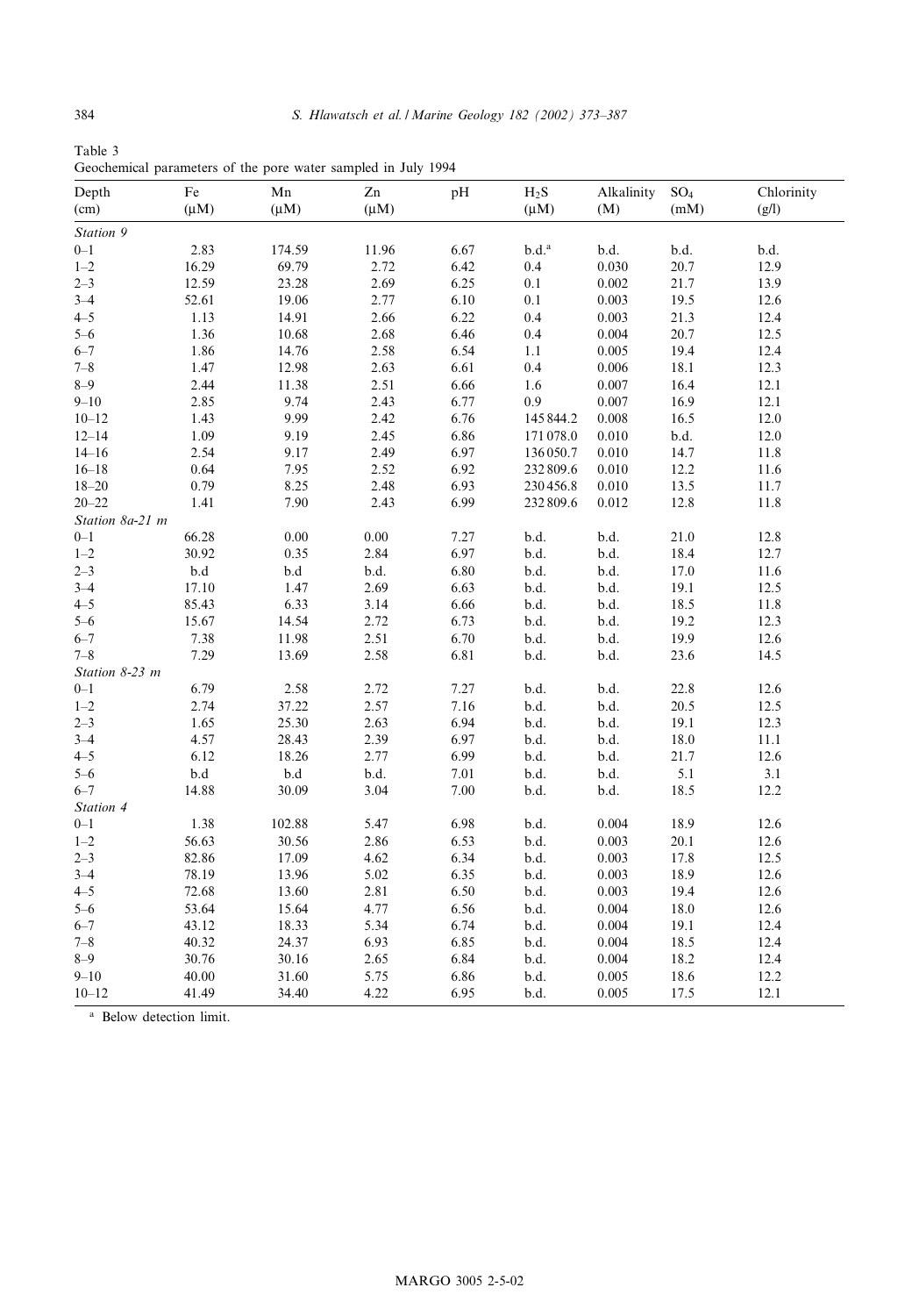Table 3
Geochemical parameters of the pore water sampled in July 1994

| Depth (cm) | Fe (μM) | Mn (μM) | Zn (μM) | pH | $H_2S$ (μM) | Alkalinity (M) | $SO_4$ (mM) | Chlorinity (g/l) |
|---|---|---|---|---|---|---|---|---|
| *Station 9* | | | | | | | | |
| 0–1 | 2.83 | 174.59 | 11.96 | 6.67 | b.d.[a] | b.d. | b.d. | b.d. |
| 1–2 | 16.29 | 69.79 | 2.72 | 6.42 | 0.4 | 0.030 | 20.7 | 12.9 |
| 2–3 | 12.59 | 23.28 | 2.69 | 6.25 | 0.1 | 0.002 | 21.7 | 13.9 |
| 3–4 | 52.61 | 19.06 | 2.77 | 6.10 | 0.1 | 0.003 | 19.5 | 12.6 |
| 4–5 | 1.13 | 14.91 | 2.66 | 6.22 | 0.4 | 0.003 | 21.3 | 12.4 |
| 5–6 | 1.36 | 10.68 | 2.68 | 6.46 | 0.4 | 0.004 | 20.7 | 12.5 |
| 6–7 | 1.86 | 14.76 | 2.58 | 6.54 | 1.1 | 0.005 | 19.4 | 12.4 |
| 7–8 | 1.47 | 12.98 | 2.63 | 6.61 | 0.4 | 0.006 | 18.1 | 12.3 |
| 8–9 | 2.44 | 11.38 | 2.51 | 6.66 | 1.6 | 0.007 | 16.4 | 12.1 |
| 9–10 | 2.85 | 9.74 | 2.43 | 6.77 | 0.9 | 0.007 | 16.9 | 12.1 |
| 10–12 | 1.43 | 9.99 | 2.42 | 6.76 | 145 844.2 | 0.008 | 16.5 | 12.0 |
| 12–14 | 1.09 | 9.19 | 2.45 | 6.86 | 171 078.0 | 0.010 | b.d. | 12.0 |
| 14–16 | 2.54 | 9.17 | 2.49 | 6.97 | 136 050.7 | 0.010 | 14.7 | 11.8 |
| 16–18 | 0.64 | 7.95 | 2.52 | 6.92 | 232 809.6 | 0.010 | 12.2 | 11.6 |
| 18–20 | 0.79 | 8.25 | 2.48 | 6.93 | 230 456.8 | 0.010 | 13.5 | 11.7 |
| 20–22 | 1.41 | 7.90 | 2.43 | 6.99 | 232 809.6 | 0.012 | 12.8 | 11.8 |
| *Station 8a-21 m* | | | | | | | | |
| 0–1 | 66.28 | 0.00 | 0.00 | 7.27 | b.d. | b.d. | 21.0 | 12.8 |
| 1–2 | 30.92 | 0.35 | 2.84 | 6.97 | b.d. | b.d. | 18.4 | 12.7 |
| 2–3 | b.d | b.d | b.d. | 6.80 | b.d. | b.d. | 17.0 | 11.6 |
| 3–4 | 17.10 | 1.47 | 2.69 | 6.63 | b.d. | b.d. | 19.1 | 12.5 |
| 4–5 | 85.43 | 6.33 | 3.14 | 6.66 | b.d. | b.d. | 18.5 | 11.8 |
| 5–6 | 15.67 | 14.54 | 2.72 | 6.73 | b.d. | b.d. | 19.2 | 12.3 |
| 6–7 | 7.38 | 11.98 | 2.51 | 6.70 | b.d. | b.d. | 19.9 | 12.6 |
| 7–8 | 7.29 | 13.69 | 2.58 | 6.81 | b.d. | b.d. | 23.6 | 14.5 |
| *Station 8-23 m* | | | | | | | | |
| 0–1 | 6.79 | 2.58 | 2.72 | 7.27 | b.d. | b.d. | 22.8 | 12.6 |
| 1–2 | 2.74 | 37.22 | 2.57 | 7.16 | b.d. | b.d. | 20.5 | 12.5 |
| 2–3 | 1.65 | 25.30 | 2.63 | 6.94 | b.d. | b.d. | 19.1 | 12.3 |
| 3–4 | 4.57 | 28.43 | 2.39 | 6.97 | b.d. | b.d. | 18.0 | 11.1 |
| 4–5 | 6.12 | 18.26 | 2.77 | 6.99 | b.d. | b.d. | 21.7 | 12.6 |
| 5–6 | b.d | b.d | b.d. | 7.01 | b.d. | b.d. | 5.1 | 3.1 |
| 6–7 | 14.88 | 30.09 | 3.04 | 7.00 | b.d. | b.d. | 18.5 | 12.2 |
| *Station 4* | | | | | | | | |
| 0–1 | 1.38 | 102.88 | 5.47 | 6.98 | b.d. | 0.004 | 18.9 | 12.6 |
| 1–2 | 56.63 | 30.56 | 2.86 | 6.53 | b.d. | 0.003 | 20.1 | 12.6 |
| 2–3 | 82.86 | 17.09 | 4.62 | 6.34 | b.d. | 0.003 | 17.8 | 12.5 |
| 3–4 | 78.19 | 13.96 | 5.02 | 6.35 | b.d. | 0.003 | 18.9 | 12.6 |
| 4–5 | 72.68 | 13.60 | 2.81 | 6.50 | b.d. | 0.003 | 19.4 | 12.6 |
| 5–6 | 53.64 | 15.64 | 4.77 | 6.56 | b.d. | 0.004 | 18.0 | 12.6 |
| 6–7 | 43.12 | 18.33 | 5.34 | 6.74 | b.d. | 0.004 | 19.1 | 12.4 |
| 7–8 | 40.32 | 24.37 | 6.93 | 6.85 | b.d. | 0.004 | 18.5 | 12.4 |
| 8–9 | 30.76 | 30.16 | 2.65 | 6.84 | b.d. | 0.004 | 18.2 | 12.4 |
| 9–10 | 40.00 | 31.60 | 5.75 | 6.86 | b.d. | 0.005 | 18.6 | 12.2 |
| 10–12 | 41.49 | 34.40 | 4.22 | 6.95 | b.d. | 0.005 | 17.5 | 12.1 |

[a] Below detection limit.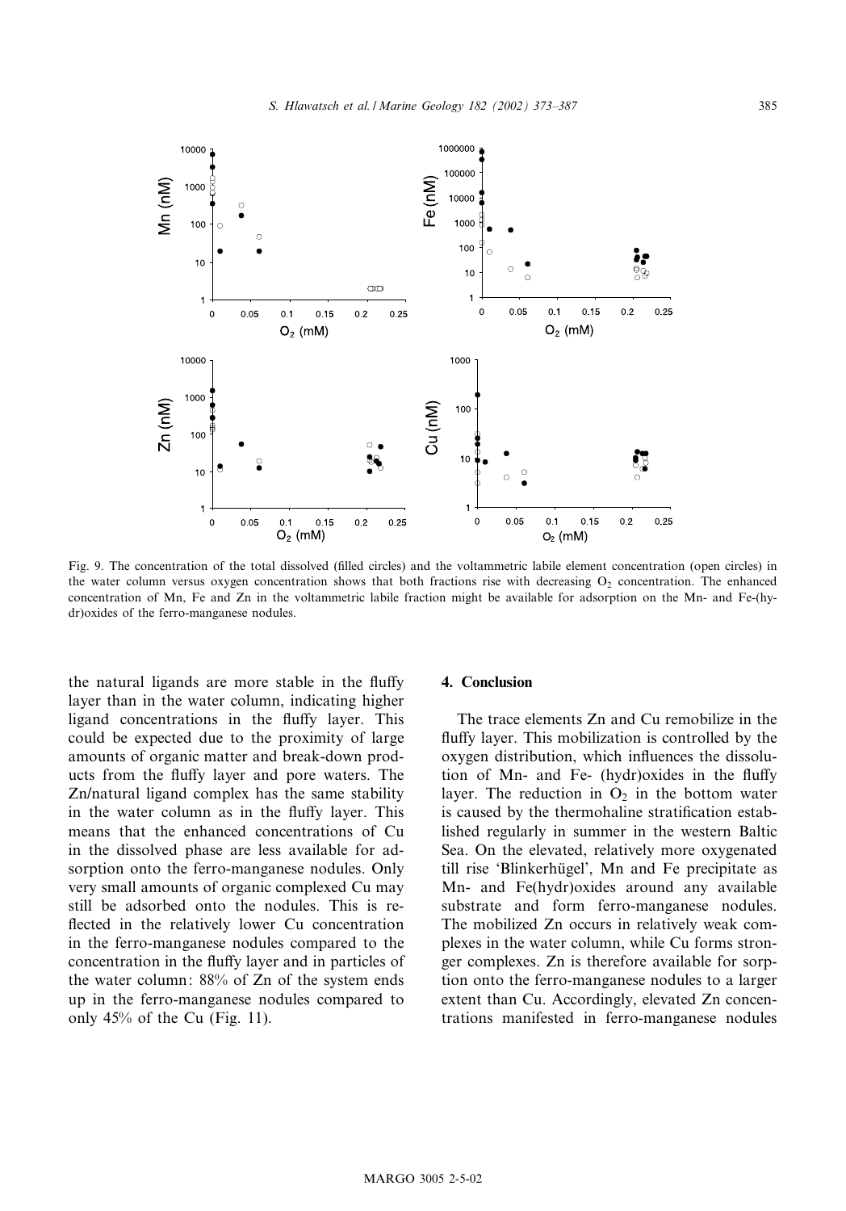Fig. 9. The concentration of the total dissolved (filled circles) and the voltammetric labile element concentration (open circles) in the water column versus oxygen concentration shows that both fractions rise with decreasing $O_2$ concentration. The enhanced concentration of Mn, Fe and Zn in the voltammetric labile fraction might be available for adsorption on the Mn- and Fe-(hydr)oxides of the ferro-manganese nodules.

the natural ligands are more stable in the fluffy layer than in the water column, indicating higher ligand concentrations in the fluffy layer. This could be expected due to the proximity of large amounts of organic matter and break-down products from the fluffy layer and pore waters. The Zn/natural ligand complex has the same stability in the water column as in the fluffy layer. This means that the enhanced concentrations of Cu in the dissolved phase are less available for adsorption onto the ferro-manganese nodules. Only very small amounts of organic complexed Cu may still be adsorbed onto the nodules. This is reflected in the relatively lower Cu concentration in the ferro-manganese nodules compared to the concentration in the fluffy layer and in particles of the water column: 88% of Zn of the system ends up in the ferro-manganese nodules compared to only 45% of the Cu (Fig. 11).

## 4. Conclusion

The trace elements Zn and Cu remobilize in the fluffy layer. This mobilization is controlled by the oxygen distribution, which influences the dissolution of Mn- and Fe- (hydr)oxides in the fluffy layer. The reduction in $O_2$ in the bottom water is caused by the thermohaline stratification established regularly in summer in the western Baltic Sea. On the elevated, relatively more oxygenated till rise 'Blinkerhügel', Mn and Fe precipitate as Mn- and Fe(hydr)oxides around any available substrate and form ferro-manganese nodules. The mobilized Zn occurs in relatively weak complexes in the water column, while Cu forms stronger complexes. Zn is therefore available for sorption onto the ferro-manganese nodules to a larger extent than Cu. Accordingly, elevated Zn concentrations manifested in ferro-manganese nodules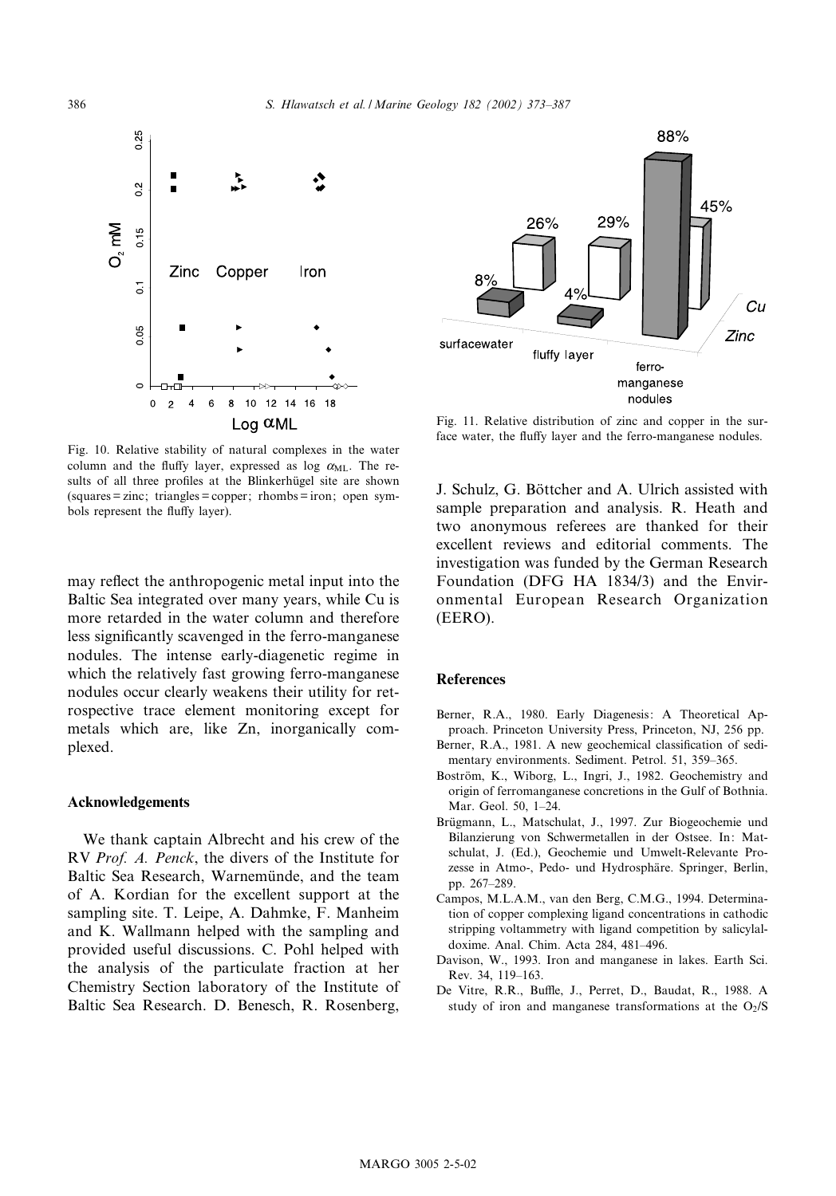Fig. 10. Relative stability of natural complexes in the water column and the fluffy layer, expressed as log $\alpha_{ML}$. The results of all three profiles at the Blinkerhügel site are shown (squares = zinc; triangles = copper; rhombs = iron; open symbols represent the fluffy layer).

Fig. 11. Relative distribution of zinc and copper in the surface water, the fluffy layer and the ferro-manganese nodules.

may reflect the anthropogenic metal input into the Baltic Sea integrated over many years, while Cu is more retarded in the water column and therefore less significantly scavenged in the ferro-manganese nodules. The intense early-diagenetic regime in which the relatively fast growing ferro-manganese nodules occur clearly weakens their utility for retrospective trace element monitoring except for metals which are, like Zn, inorganically complexed.

## Acknowledgements

We thank captain Albrecht and his crew of the RV *Prof. A. Penck*, the divers of the Institute for Baltic Sea Research, Warnemünde, and the team of A. Kordian for the excellent support at the sampling site. T. Leipe, A. Dahmke, F. Manheim and K. Wallmann helped with the sampling and provided useful discussions. C. Pohl helped with the analysis of the particulate fraction at her Chemistry Section laboratory of the Institute of Baltic Sea Research. D. Benesch, R. Rosenberg, J. Schulz, G. Böttcher and A. Ulrich assisted with sample preparation and analysis. R. Heath and two anonymous referees are thanked for their excellent reviews and editorial comments. The investigation was funded by the German Research Foundation (DFG HA 1834/3) and the Environmental European Research Organization (EERO).

## References

Berner, R.A., 1980. Early Diagenesis: A Theoretical Approach. Princeton University Press, Princeton, NJ, 256 pp.

Berner, R.A., 1981. A new geochemical classification of sedimentary environments. Sediment. Petrol. 51, 359–365.

Boström, K., Wiborg, L., Ingri, J., 1982. Geochemistry and origin of ferromanganese concretions in the Gulf of Bothnia. Mar. Geol. 50, 1–24.

Brügmann, L., Matschulat, J., 1997. Zur Biogeochemie und Bilanzierung von Schwermetallen in der Ostsee. In: Matschulat, J. (Ed.), Geochemie und Umwelt-Relevante Prozesse in Atmo-, Pedo- und Hydrosphäre. Springer, Berlin, pp. 267–289.

Campos, M.L.A.M., van den Berg, C.M.G., 1994. Determination of copper complexing ligand concentrations in cathodic stripping voltammetry with ligand competition by salicylaldoxime. Anal. Chim. Acta 284, 481–496.

Davison, W., 1993. Iron and manganese in lakes. Earth Sci. Rev. 34, 119–163.

De Vitre, R.R., Buffle, J., Perret, D., Baudat, R., 1988. A study of iron and manganese transformations at the $O_2$/S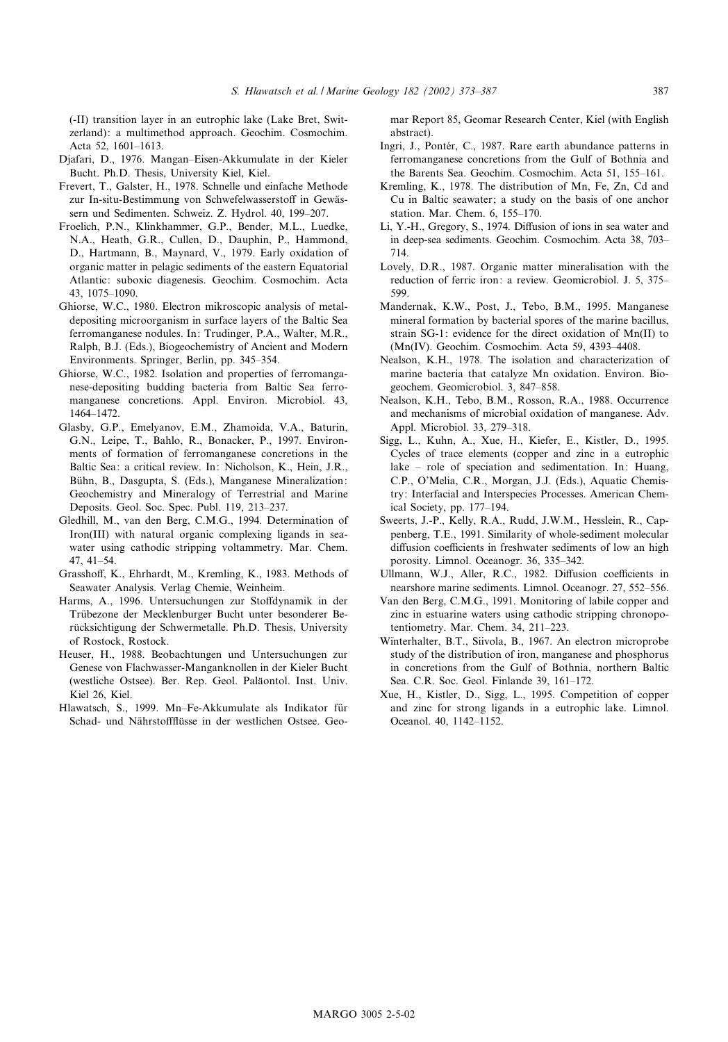(-II) transition layer in an eutrophic lake (Lake Bret, Switzerland): a multimethod approach. Geochim. Cosmochim. Acta 52, 1601–1613.

Djafari, D., 1976. Mangan–Eisen-Akkumulate in der Kieler Bucht. Ph.D. Thesis, University Kiel, Kiel.

Frevert, T., Galster, H., 1978. Schnelle und einfache Methode zur In-situ-Bestimmung von Schwefelwasserstoff in Gewässern und Sedimenten. Schweiz. Z. Hydrol. 40, 199–207.

Froelich, P.N., Klinkhammer, G.P., Bender, M.L., Luedke, N.A., Heath, G.R., Cullen, D., Dauphin, P., Hammond, D., Hartmann, B., Maynard, V., 1979. Early oxidation of organic matter in pelagic sediments of the eastern Equatorial Atlantic: suboxic diagenesis. Geochim. Cosmochim. Acta 43, 1075–1090.

Ghiorse, W.C., 1980. Electron mikroscopic analysis of metal-depositing microorganism in surface layers of the Baltic Sea ferromanganese nodules. In: Trudinger, P.A., Walter, M.R., Ralph, B.J. (Eds.), Biogeochemistry of Ancient and Modern Environments. Springer, Berlin, pp. 345–354.

Ghiorse, W.C., 1982. Isolation and properties of ferromanganese-depositing budding bacteria from Baltic Sea ferromanganese concretions. Appl. Environ. Microbiol. 43, 1464–1472.

Glasby, G.P., Emelyanov, E.M., Zhamoida, V.A., Baturin, G.N., Leipe, T., Bahlo, R., Bonacker, P., 1997. Environments of formation of ferromanganese concretions in the Baltic Sea: a critical review. In: Nicholson, K., Hein, J.R., Bühn, B., Dasgupta, S. (Eds.), Manganese Mineralization: Geochemistry and Mineralogy of Terrestrial and Marine Deposits. Geol. Soc. Spec. Publ. 119, 213–237.

Gledhill, M., van den Berg, C.M.G., 1994. Determination of Iron(III) with natural organic complexing ligands in seawater using cathodic stripping voltammetry. Mar. Chem. 47, 41–54.

Grasshoff, K., Ehrhardt, M., Kremling, K., 1983. Methods of Seawater Analysis. Verlag Chemie, Weinheim.

Harms, A., 1996. Untersuchungen zur Stoffdynamik in der Trübezone der Mecklenburger Bucht unter besonderer Berücksichtigung der Schwermetalle. Ph.D. Thesis, University of Rostock, Rostock.

Heuser, H., 1988. Beobachtungen und Untersuchungen zur Genese von Flachwasser-Manganknollen in der Kieler Bucht (westliche Ostsee). Ber. Rep. Geol. Paläontol. Inst. Univ. Kiel 26, Kiel.

Hlawatsch, S., 1999. Mn–Fe-Akkumulate als Indikator für Schad- und Nährstoffflüsse in der westlichen Ostsee. Geomar Report 85, Geomar Research Center, Kiel (with English abstract).

Ingri, J., Pontér, C., 1987. Rare earth abundance patterns in ferromanganese concretions from the Gulf of Bothnia and the Barents Sea. Geochim. Cosmochim. Acta 51, 155–161.

Kremling, K., 1978. The distribution of Mn, Fe, Zn, Cd and Cu in Baltic seawater; a study on the basis of one anchor station. Mar. Chem. 6, 155–170.

Li, Y.-H., Gregory, S., 1974. Diffusion of ions in sea water and in deep-sea sediments. Geochim. Cosmochim. Acta 38, 703–714.

Lovely, D.R., 1987. Organic matter mineralisation with the reduction of ferric iron: a review. Geomicrobiol. J. 5, 375–599.

Mandernak, K.W., Post, J., Tebo, B.M., 1995. Manganese mineral formation by bacterial spores of the marine bacillus, strain SG-1: evidence for the direct oxidation of Mn(II) to (Mn(IV). Geochim. Cosmochim. Acta 59, 4393–4408.

Nealson, K.H., 1978. The isolation and characterization of marine bacteria that catalyze Mn oxidation. Environ. Biogeochem. Geomicrobiol. 3, 847–858.

Nealson, K.H., Tebo, B.M., Rosson, R.A., 1988. Occurrence and mechanisms of microbial oxidation of manganese. Adv. Appl. Microbiol. 33, 279–318.

Sigg, L., Kuhn, A., Xue, H., Kiefer, E., Kistler, D., 1995. Cycles of trace elements (copper and zinc in a eutrophic lake – role of speciation and sedimentation. In: Huang, C.P., O'Melia, C.R., Morgan, J.J. (Eds.), Aquatic Chemistry: Interfacial and Interspecies Processes. American Chemical Society, pp. 177–194.

Sweerts, J.-P., Kelly, R.A., Rudd, J.W.M., Hesslein, R., Cappenberg, T.E., 1991. Similarity of whole-sediment molecular diffusion coefficients in freshwater sediments of low an high porosity. Limnol. Oceanogr. 36, 335–342.

Ullmann, W.J., Aller, R.C., 1982. Diffusion coefficients in nearshore marine sediments. Limnol. Oceanogr. 27, 552–556.

Van den Berg, C.M.G., 1991. Monitoring of labile copper and zinc in estuarine waters using cathodic stripping chronopotentiometry. Mar. Chem. 34, 211–223.

Winterhalter, B.T., Siivola, B., 1967. An electron microprobe study of the distribution of iron, manganese and phosphorus in concretions from the Gulf of Bothnia, northern Baltic Sea. C.R. Soc. Geol. Finlande 39, 161–172.

Xue, H., Kistler, D., Sigg, L., 1995. Competition of copper and zinc for strong ligands in a eutrophic lake. Limnol. Oceanol. 40, 1142–1152.